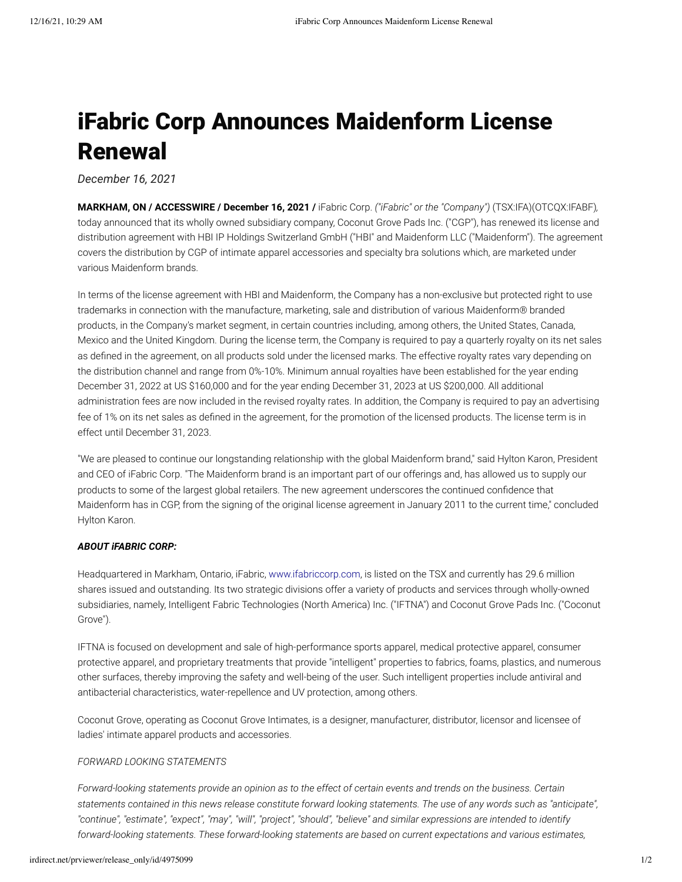# iFabric Corp Announces Maidenform License Renewal

*December 16, 2021*

**MARKHAM, ON / ACCESSWIRE / December 16, 2021 /** iFabric Corp. *("iFabric" or the "Company")* (TSX:IFA)(OTCQX:IFABF), today announced that its wholly owned subsidiary company, Coconut Grove Pads Inc. ("CGP"), has renewed its license and distribution agreement with HBI IP Holdings Switzerland GmbH ("HBI" and Maidenform LLC ("Maidenform"). The agreement covers the distribution by CGP of intimate apparel accessories and specialty bra solutions which, are marketed under various Maidenform brands.

In terms of the license agreement with HBI and Maidenform, the Company has a non-exclusive but protected right to use trademarks in connection with the manufacture, marketing, sale and distribution of various Maidenform® branded products, in the Company's market segment, in certain countries including, among others, the United States, Canada, Mexico and the United Kingdom. During the license term, the Company is required to pay a quarterly royalty on its net sales as defined in the agreement, on all products sold under the licensed marks. The effective royalty rates vary depending on the distribution channel and range from 0%-10%. Minimum annual royalties have been established for the year ending December 31, 2022 at US $160,000 and for the year ending December 31, 2023 at US $200,000. All additional administration fees are now included in the revised royalty rates. In addition, the Company is required to pay an advertising fee of 1% on its net sales as defined in the agreement, for the promotion of the licensed products. The license term is in effect until December 31, 2023.

"We are pleased to continue our longstanding relationship with the global Maidenform brand," said Hylton Karon, President and CEO of iFabric Corp. "The Maidenform brand is an important part of our offerings and, has allowed us to supply our products to some of the largest global retailers. The new agreement underscores the continued confidence that Maidenform has in CGP, from the signing of the original license agreement in January 2011 to the current time," concluded Hylton Karon.

***ABOUT iFABRIC CORP:***

Headquartered in Markham, Ontario, iFabric, www.ifabriccorp.com, is listed on the TSX and currently has 29.6 million shares issued and outstanding. Its two strategic divisions offer a variety of products and services through wholly-owned subsidiaries, namely, Intelligent Fabric Technologies (North America) Inc. ("IFTNA") and Coconut Grove Pads Inc. ("Coconut Grove").

IFTNA is focused on development and sale of high-performance sports apparel, medical protective apparel, consumer protective apparel, and proprietary treatments that provide "intelligent" properties to fabrics, foams, plastics, and numerous other surfaces, thereby improving the safety and well-being of the user. Such intelligent properties include antiviral and antibacterial characteristics, water-repellence and UV protection, among others.

Coconut Grove, operating as Coconut Grove Intimates, is a designer, manufacturer, distributor, licensor and licensee of ladies' intimate apparel products and accessories.

*FORWARD LOOKING STATEMENTS*

*Forward-looking statements provide an opinion as to the effect of certain events and trends on the business. Certain statements contained in this news release constitute forward looking statements. The use of any words such as "anticipate", "continue", "estimate", "expect", "may", "will", "project", "should", "believe" and similar expressions are intended to identify forward-looking statements. These forward-looking statements are based on current expectations and various estimates,*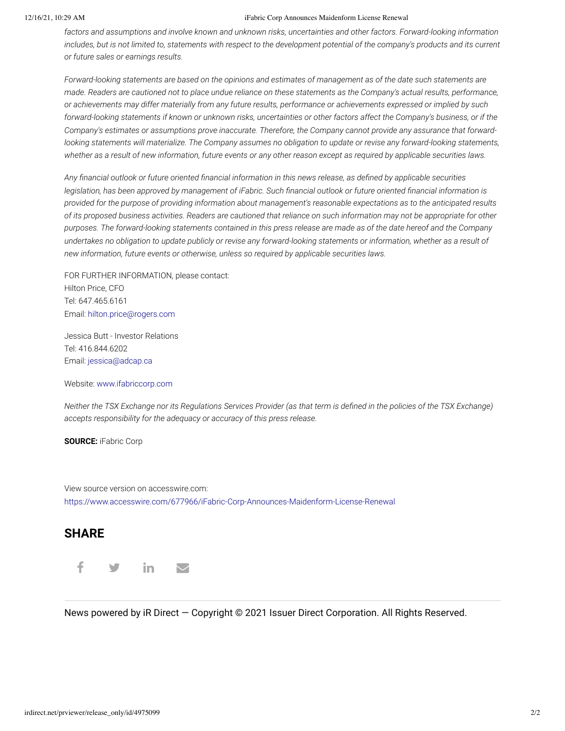*factors and assumptions and involve known and unknown risks, uncertainties and other factors. Forward-looking information includes, but is not limited to, statements with respect to the development potential of the company's products and its current or future sales or earnings results.*

*Forward-looking statements are based on the opinions and estimates of management as of the date such statements are made. Readers are cautioned not to place undue reliance on these statements as the Company's actual results, performance, or achievements may differ materially from any future results, performance or achievements expressed or implied by such forward-looking statements if known or unknown risks, uncertainties or other factors affect the Company's business, or if the Company's estimates or assumptions prove inaccurate. Therefore, the Company cannot provide any assurance that forward-looking statements will materialize. The Company assumes no obligation to update or revise any forward-looking statements, whether as a result of new information, future events or any other reason except as required by applicable securities laws.*

*Any financial outlook or future oriented financial information in this news release, as defined by applicable securities legislation, has been approved by management of iFabric. Such financial outlook or future oriented financial information is provided for the purpose of providing information about management's reasonable expectations as to the anticipated results of its proposed business activities. Readers are cautioned that reliance on such information may not be appropriate for other purposes. The forward-looking statements contained in this press release are made as of the date hereof and the Company undertakes no obligation to update publicly or revise any forward-looking statements or information, whether as a result of new information, future events or otherwise, unless so required by applicable securities laws.*

FOR FURTHER INFORMATION, please contact:
Hilton Price, CFO
Tel: 647.465.6161
Email: hilton.price@rogers.com

Jessica Butt - Investor Relations
Tel: 416.844.6202
Email: jessica@adcap.ca

Website: www.ifabriccorp.com

*Neither the TSX Exchange nor its Regulations Services Provider (as that term is defined in the policies of the TSX Exchange) accepts responsibility for the adequacy or accuracy of this press release.*

**SOURCE:** iFabric Corp

View source version on accesswire.com:
https://www.accesswire.com/677966/iFabric-Corp-Announces-Maidenform-License-Renewal

## SHARE

News powered by iR Direct — Copyright © 2021 Issuer Direct Corporation. All Rights Reserved.